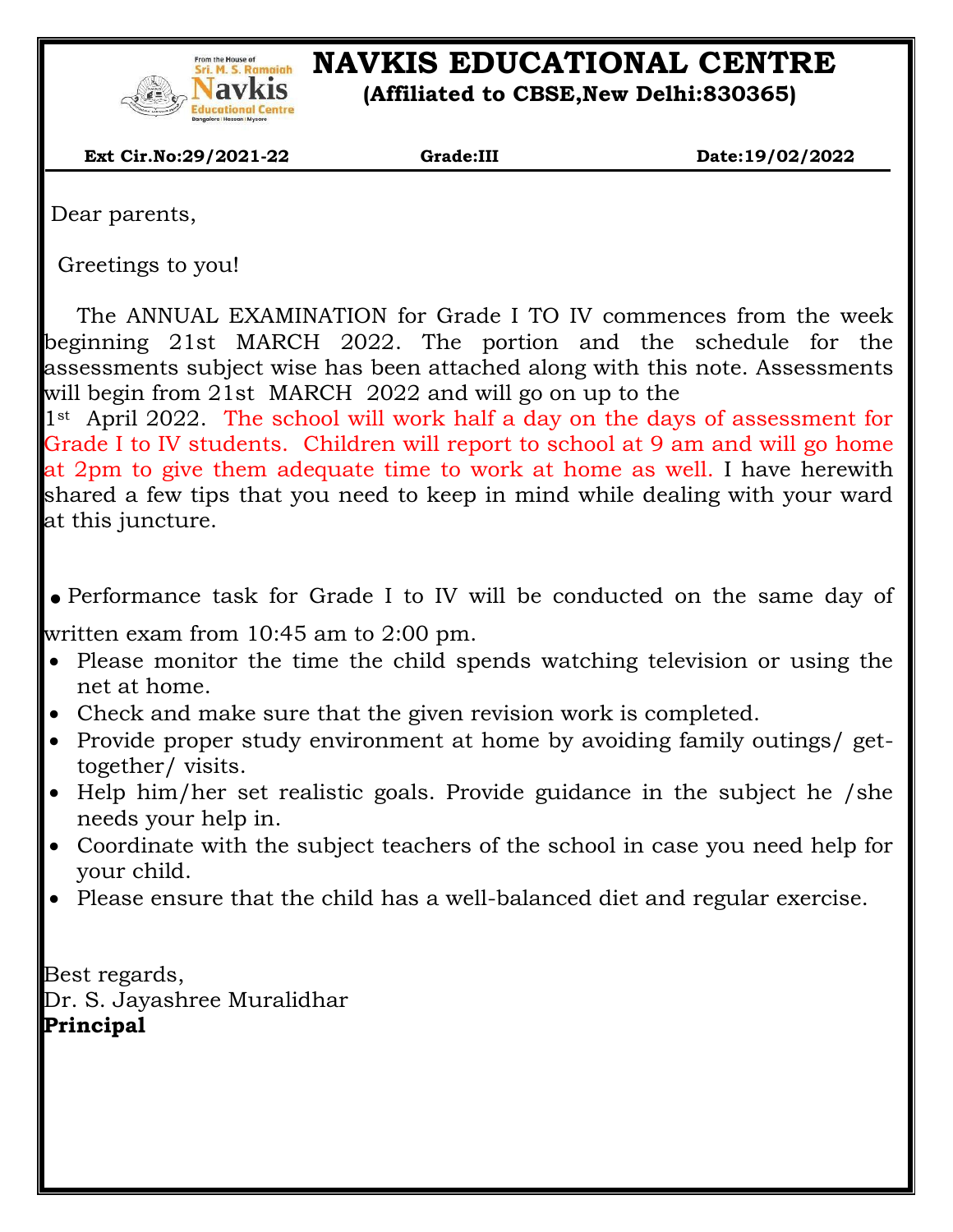# NAVKIS EDUCATIONAL CENTRE

**(Affiliated to CBSE,New Delhi:830365)**

**Ext Cir.No:29/2021-22** | **Grade:III** | **Date:19/02/2022**

Dear parents,

Greetings to you!

The ANNUAL EXAMINATION for Grade I TO IV commences from the week beginning 21st MARCH 2022. The portion and the schedule for the assessments subject wise has been attached along with this note. Assessments will begin from 21st MARCH 2022 and will go on up to the 1st April 2022. The school will work half a day on the days of assessment for Grade I to IV students. Children will report to school at 9 am and will go home at 2pm to give them adequate time to work at home as well. I have herewith shared a few tips that you need to keep in mind while dealing with your ward at this juncture.

- Performance task for Grade I to IV will be conducted on the same day of written exam from 10:45 am to 2:00 pm.
- Please monitor the time the child spends watching television or using the net at home.
- Check and make sure that the given revision work is completed.
- Provide proper study environment at home by avoiding family outings/ get-together/ visits.
- Help him/her set realistic goals. Provide guidance in the subject he /she needs your help in.
- Coordinate with the subject teachers of the school in case you need help for your child.
- Please ensure that the child has a well-balanced diet and regular exercise.

Best regards,
Dr. S. Jayashree Muralidhar
**Principal**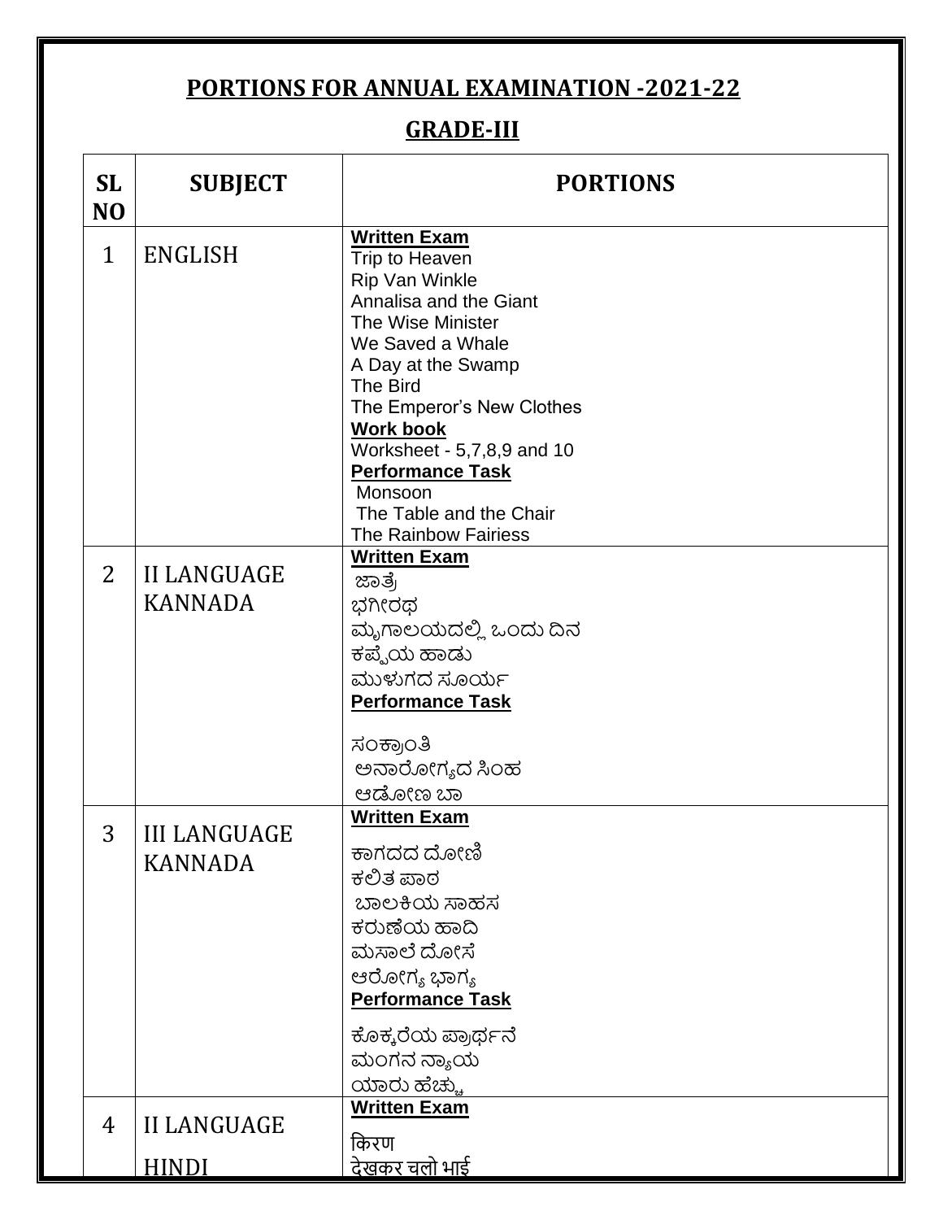# PORTIONS FOR ANNUAL EXAMINATION -2021-22

## GRADE-III

| SL NO | SUBJECT | PORTIONS |
|---|---|---|
| 1 | ENGLISH | **Written Exam**<br>Trip to Heaven<br>Rip Van Winkle<br>Annalisa and the Giant<br>The Wise Minister<br>We Saved a Whale<br>A Day at the Swamp<br>The Bird<br>The Emperor's New Clothes<br>**Work book**<br>Worksheet - 5,7,8,9 and 10<br>**Performance Task**<br>Monsoon<br>The Table and the Chair<br>The Rainbow Fairiess |
| 2 | II LANGUAGE KANNADA | **Written Exam**<br>ಜಾತ್ರೆ<br>ಭಗೀರಥ<br>ಮೃಗಾಲಯದಲ್ಲಿ ಒಂದು ದಿನ<br>ಕಪ್ಪೆಯ ಹಾಡು<br>ಮುಳುಗದ ಸೂರ್ಯ<br>**Performance Task**<br>ಸಂಕ್ರಾಂತಿ<br>ಅನಾರೋಗ್ಯದ ಸಿಂಹ<br>ಆಡೋಣ ಬಾ |
| 3 | III LANGUAGE KANNADA | **Written Exam**<br>ಕಾಗದದ ದೋಣಿ<br>ಕಲಿತ ಪಾಠ<br>ಬಾಲಕಿಯ ಸಾಹಸ<br>ಕರುಣೆಯ ಹಾದಿ<br>ಮಸಾಲೆ ದೋಸೆ<br>ಆರೋಗ್ಯ ಭಾಗ್ಯ<br>**Performance Task**<br>ಕೊಕ್ಕರೆಯ ಪ್ರಾರ್ಥನೆ<br>ಮಂಗನ ನ್ಯಾಯ<br>ಯಾರು ಹೆಚ್ಚು |
| 4 | II LANGUAGE HINDI | **Written Exam**<br>किरण<br>देखकर चलो भाई |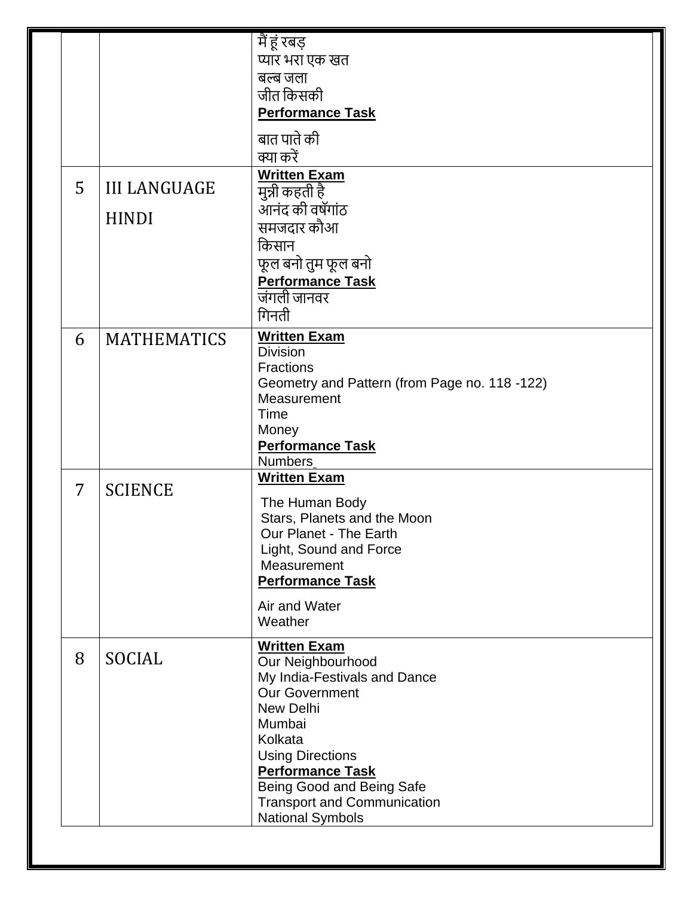| | | |
|---|---|---|
| | | मैं हूं रबड़<br>प्यार भरा एक खत<br>बल्ब जला<br>जीत किसकी<br>**Performance Task**<br>बात पाते की<br>क्या करें |
| 5 | III LANGUAGE HINDI | **Written Exam**<br>मुन्नी कहती है<br>आनंद की वर्षगांठ<br>समजदार कौआ<br>किसान<br>फूल बनो तुम फूल बनो<br>**Performance Task**<br>जंगली जानवर<br>गिनती |
| 6 | MATHEMATICS | **Written Exam**<br>Division<br>Fractions<br>Geometry and Pattern (from Page no. 118 -122)<br>Measurement<br>Time<br>Money<br>**Performance Task**<br>Numbers |
| 7 | SCIENCE | **Written Exam**<br>The Human Body<br>Stars, Planets and the Moon<br>Our Planet - The Earth<br>Light, Sound and Force<br>Measurement<br>**Performance Task**<br>Air and Water<br>Weather |
| 8 | SOCIAL | **Written Exam**<br>Our Neighbourhood<br>My India-Festivals and Dance<br>Our Government<br>New Delhi<br>Mumbai<br>Kolkata<br>Using Directions<br>**Performance Task**<br>Being Good and Being Safe<br>Transport and Communication<br>National Symbols |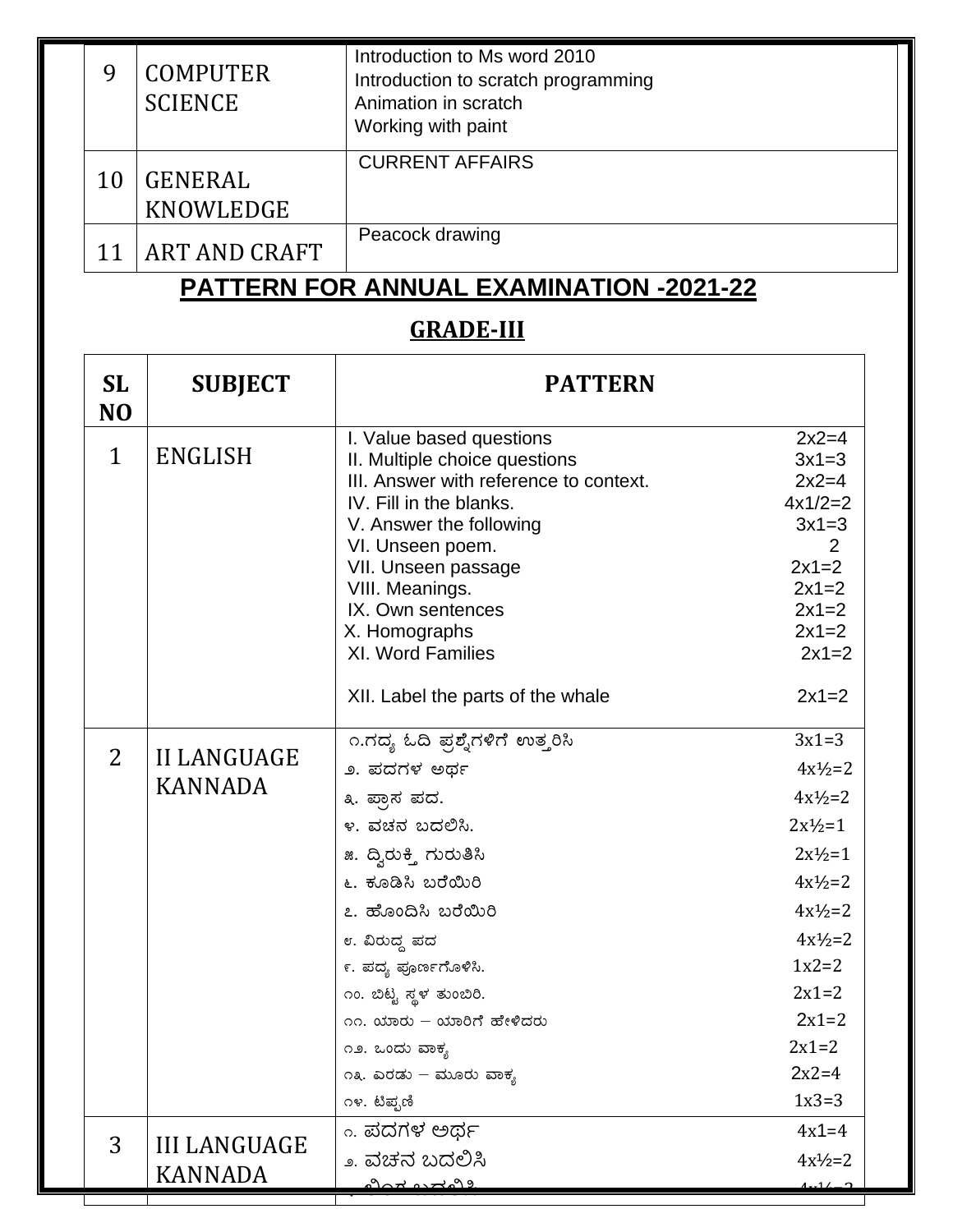| 9 | COMPUTER SCIENCE | Introduction to Ms word 2010<br>Introduction to scratch programming<br>Animation in scratch<br>Working with paint |
|---|---|---|
| 10 | GENERAL KNOWLEDGE | CURRENT AFFAIRS |
| 11 | ART AND CRAFT | Peacock drawing |

## PATTERN FOR ANNUAL EXAMINATION -2021-22

### GRADE-III

| SL NO | SUBJECT | PATTERN | |
|---|---|---|---|
| 1 | ENGLISH | I. Value based questions | 2x2=4 |
| | | II. Multiple choice questions | 3x1=3 |
| | | III. Answer with reference to context. | 2x2=4 |
| | | IV. Fill in the blanks. | 4x1/2=2 |
| | | V. Answer the following | 3x1=3 |
| | | VI. Unseen poem. | 2 |
| | | VII. Unseen passage | 2x1=2 |
| | | VIII. Meanings. | 2x1=2 |
| | | IX. Own sentences | 2x1=2 |
| | | X. Homographs | 2x1=2 |
| | | XI. Word Families | 2x1=2 |
| | | XII. Label the parts of the whale | 2x1=2 |
| 2 | II LANGUAGE KANNADA | ೧.ಗದ್ಯ ಓದಿ ಪ್ರಶ್ನೆಗಳಿಗೆ ಉತ್ತರಿಸಿ | 3x1=3 |
| | | ೨. ಪದಗಳ ಅರ್ಥ | 4x½=2 |
| | | ೩. ಪ್ರಾಸ ಪದ. | 4x½=2 |
| | | ೪. ವಚನ ಬದಲಿಸಿ. | 2x½=1 |
| | | ೫. ದ್ವಿರುಕ್ತಿ ಗುರುತಿಸಿ | 2x½=1 |
| | | ೬. ಕೂಡಿಸಿ ಬರೆಯಿರಿ | 4x½=2 |
| | | ೭. ಹೊಂದಿಸಿ ಬರೆಯಿರಿ | 4x½=2 |
| | | ೮. ವಿರುದ್ದ ಪದ | 4x½=2 |
| | | ೯. ಪದ್ಯ ಪೂರ್ಣಗೊಳಿಸಿ. | 1x2=2 |
| | | ೧೦. ಬಿಟ್ಟ ಸ್ಥಳ ತುಂಬಿರಿ. | 2x1=2 |
| | | ೧೧. ಯಾರು – ಯಾರಿಗೆ ಹೇಳಿದರು | 2x1=2 |
| | | ೧೨. ಒಂದು ವಾಕ್ಯ | 2x1=2 |
| | | ೧೩. ಎರಡು – ಮೂರು ವಾಕ್ಯ | 2x2=4 |
| | | ೧೪. ಟಿಪ್ಪಣಿ | 1x3=3 |
| 3 | III LANGUAGE KANNADA | ೧. ಪದಗಳ ಅರ್ಥ | 4x1=4 |
| | | ೨. ವಚನ ಬದಲಿಸಿ | 4x½=2 |
| | | ೩. ಲಿಂಗ ಬದಲಿಸಿ | 4x½=2 |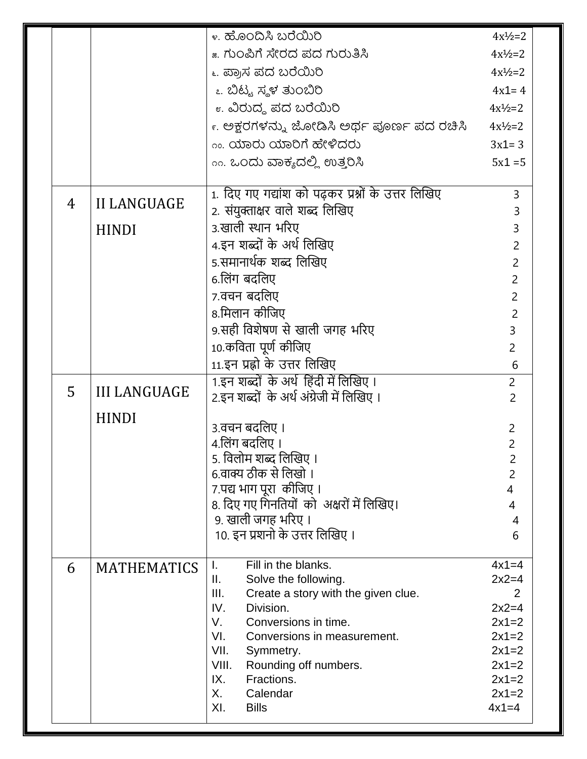| | | |
|---|---|---|
| | | ೪. ಹೊಂದಿಸಿ ಬರೆಯಿರಿ 4x½=2<br>೫. ಗುಂಪಿಗೆ ಸೇರದ ಪದ ಗುರುತಿಸಿ 4x½=2<br>೬. ಪ್ರಾಸ ಪದ ಬರೆಯಿರಿ 4x½=2<br>೭. ಬಿಟ್ಟ ಸ್ಥಳ ತುಂಬಿರಿ 4x1= 4<br>೮. ವಿರುದ್ಧ ಪದ ಬರೆಯಿರಿ 4x½=2<br>೯. ಅಕ್ಷರಗಳನ್ನು ಜೋಡಿಸಿ ಅರ್ಥ ಪೂರ್ಣ ಪದ ರಚಿಸಿ 4x½=2<br>೧೦. ಯಾರು ಯಾರಿಗೆ ಹೇಳಿದರು 3x1= 3<br>೧೧. ಒಂದು ವಾಕ್ಯದಲ್ಲಿ ಉತ್ತರಿಸಿ 5x1 =5 |
| 4 | II LANGUAGE HINDI | 1. दिए गए गद्यांश को पढ़कर प्रश्नों के उत्तर लिखिए 3<br>2. संयुक्ताक्षर वाले शब्द लिखिए 3<br>3.खाली स्थान भरिए 3<br>4.इन शब्दों के अर्थ लिखिए 2<br>5.समानार्थक शब्द लिखिए 2<br>6.लिंग बदलिए 2<br>7.वचन बदलिए 2<br>8.मिलान कीजिए 2<br>9.सही विशेषण से खाली जगह भरिए 3<br>10.कविता पूर्ण कीजिए 2<br>11.इन प्रह्नो के उत्तर लिखिए 6 |
| 5 | III LANGUAGE HINDI | 1.इन शब्दों के अर्थ हिंदी में लिखिए । 2<br>2.इन शब्दों के अर्थ अंग्रेजी में लिखिए । 2<br>3.वचन बदलिए । 2<br>4.लिंग बदलिए । 2<br>5. विलोम शब्द लिखिए । 2<br>6.वाक्य ठीक से लिखो । 2<br>7.पद्य भाग पूरा कीजिए । 4<br>8. दिए गए गिनतियों को अक्षरों में लिखिए। 4<br>9. खाली जगह भरिए । 4<br>10. इन प्रशनो के उत्तर लिखिए । 6 |
| 6 | MATHEMATICS | I. Fill in the blanks. 4x1=4<br>II. Solve the following. 2x2=4<br>III. Create a story with the given clue. 2<br>IV. Division. 2x2=4<br>V. Conversions in time. 2x1=2<br>VI. Conversions in measurement. 2x1=2<br>VII. Symmetry. 2x1=2<br>VIII. Rounding off numbers. 2x1=2<br>IX. Fractions. 2x1=2<br>X. Calendar 2x1=2<br>XI. Bills 4x1=4 |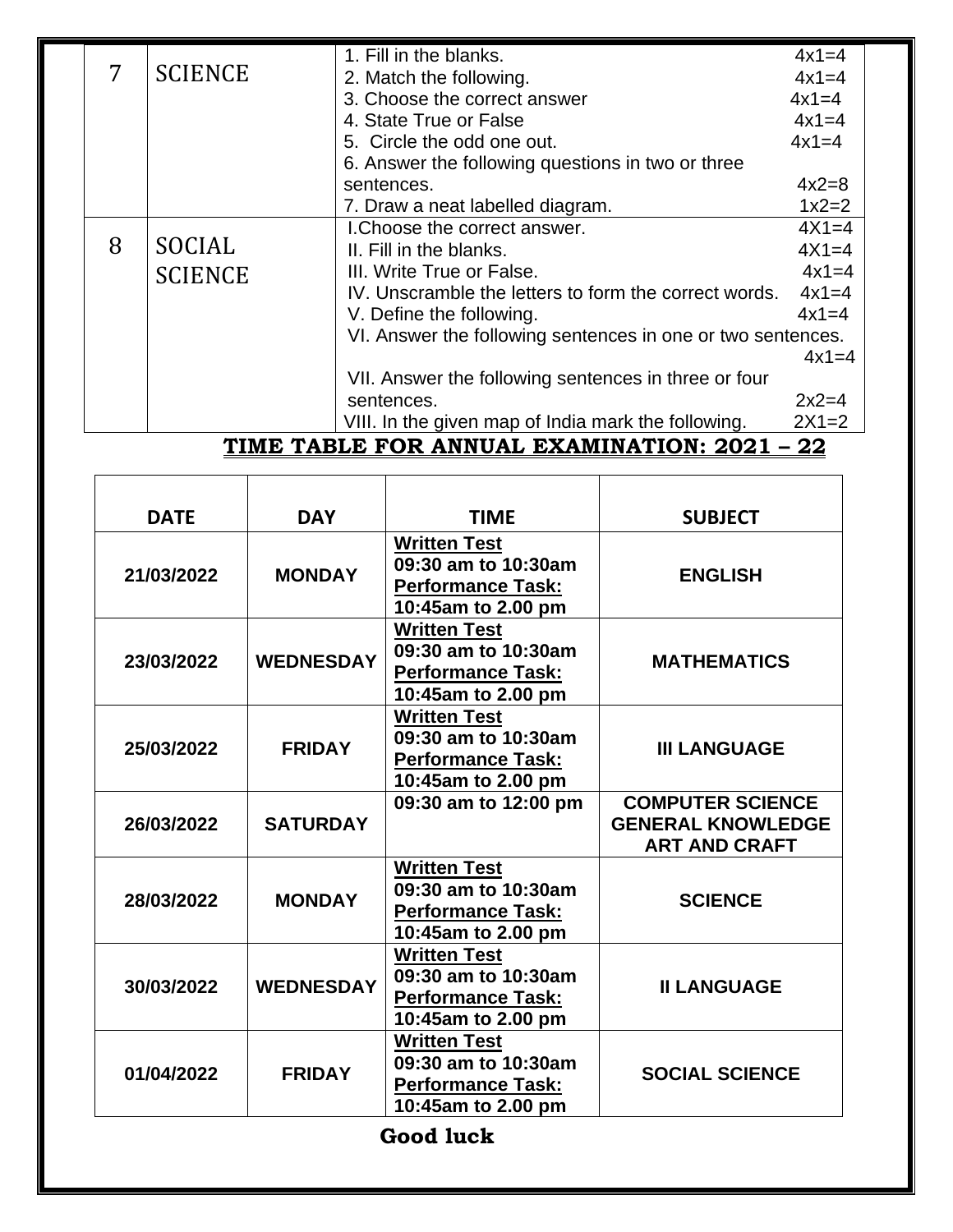| | | |
|---|---|---|
| 7 | SCIENCE | 1. Fill in the blanks. 4x1=4<br>2. Match the following. 4x1=4<br>3. Choose the correct answer 4x1=4<br>4. State True or False 4x1=4<br>5. Circle the odd one out. 4x1=4<br>6. Answer the following questions in two or three sentences. 4x2=8<br>7. Draw a neat labelled diagram. 1x2=2 |
| 8 | SOCIAL SCIENCE | I.Choose the correct answer. 4X1=4<br>II. Fill in the blanks. 4X1=4<br>III. Write True or False. 4x1=4<br>IV. Unscramble the letters to form the correct words. 4x1=4<br>V. Define the following. 4x1=4<br>VI. Answer the following sentences in one or two sentences. 4x1=4<br>VII. Answer the following sentences in three or four sentences. 2x2=4<br>VIII. In the given map of India mark the following. 2X1=2 |

## TIME TABLE FOR ANNUAL EXAMINATION: 2021 – 22

| DATE | DAY | TIME | SUBJECT |
|---|---|---|---|
| 21/03/2022 | MONDAY | **Written Test**<br>09:30 am to 10:30am<br>**Performance Task:**<br>10:45am to 2.00 pm | ENGLISH |
| 23/03/2022 | WEDNESDAY | **Written Test**<br>09:30 am to 10:30am<br>**Performance Task:**<br>10:45am to 2.00 pm | MATHEMATICS |
| 25/03/2022 | FRIDAY | **Written Test**<br>09:30 am to 10:30am<br>**Performance Task:**<br>10:45am to 2.00 pm | III LANGUAGE |
| 26/03/2022 | SATURDAY | 09:30 am to 12:00 pm | COMPUTER SCIENCE<br>GENERAL KNOWLEDGE<br>ART AND CRAFT |
| 28/03/2022 | MONDAY | **Written Test**<br>09:30 am to 10:30am<br>**Performance Task:**<br>10:45am to 2.00 pm | SCIENCE |
| 30/03/2022 | WEDNESDAY | **Written Test**<br>09:30 am to 10:30am<br>**Performance Task:**<br>10:45am to 2.00 pm | II LANGUAGE |
| 01/04/2022 | FRIDAY | **Written Test**<br>09:30 am to 10:30am<br>**Performance Task:**<br>10:45am to 2.00 pm | SOCIAL SCIENCE |

**Good luck**